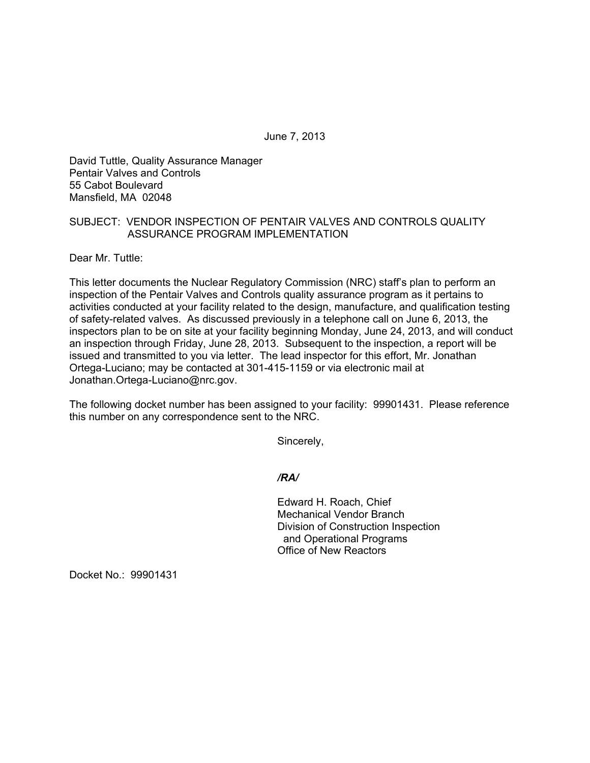June 7, 2013

David Tuttle, Quality Assurance Manager
Pentair Valves and Controls
55 Cabot Boulevard
Mansfield, MA 02048

SUBJECT: VENDOR INSPECTION OF PENTAIR VALVES AND CONTROLS QUALITY ASSURANCE PROGRAM IMPLEMENTATION

Dear Mr. Tuttle:

This letter documents the Nuclear Regulatory Commission (NRC) staff's plan to perform an inspection of the Pentair Valves and Controls quality assurance program as it pertains to activities conducted at your facility related to the design, manufacture, and qualification testing of safety-related valves. As discussed previously in a telephone call on June 6, 2013, the inspectors plan to be on site at your facility beginning Monday, June 24, 2013, and will conduct an inspection through Friday, June 28, 2013. Subsequent to the inspection, a report will be issued and transmitted to you via letter. The lead inspector for this effort, Mr. Jonathan Ortega-Luciano; may be contacted at 301-415-1159 or via electronic mail at Jonathan.Ortega-Luciano@nrc.gov.

The following docket number has been assigned to your facility: 99901431. Please reference this number on any correspondence sent to the NRC.

Sincerely,

*/RA/*

Edward H. Roach, Chief
Mechanical Vendor Branch
Division of Construction Inspection
and Operational Programs
Office of New Reactors

Docket No.: 99901431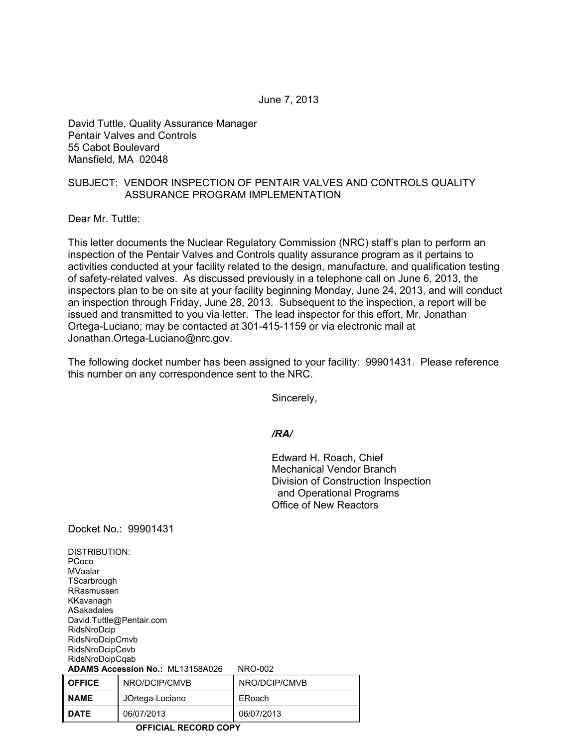June 7, 2013

David Tuttle, Quality Assurance Manager
Pentair Valves and Controls
55 Cabot Boulevard
Mansfield, MA 02048

SUBJECT: VENDOR INSPECTION OF PENTAIR VALVES AND CONTROLS QUALITY ASSURANCE PROGRAM IMPLEMENTATION

Dear Mr. Tuttle:

This letter documents the Nuclear Regulatory Commission (NRC) staff's plan to perform an inspection of the Pentair Valves and Controls quality assurance program as it pertains to activities conducted at your facility related to the design, manufacture, and qualification testing of safety-related valves. As discussed previously in a telephone call on June 6, 2013, the inspectors plan to be on site at your facility beginning Monday, June 24, 2013, and will conduct an inspection through Friday, June 28, 2013. Subsequent to the inspection, a report will be issued and transmitted to you via letter. The lead inspector for this effort, Mr. Jonathan Ortega-Luciano; may be contacted at 301-415-1159 or via electronic mail at Jonathan.Ortega-Luciano@nrc.gov.

The following docket number has been assigned to your facility: 99901431. Please reference this number on any correspondence sent to the NRC.

Sincerely,

*/RA/*

Edward H. Roach, Chief
Mechanical Vendor Branch
Division of Construction Inspection
and Operational Programs
Office of New Reactors

Docket No.: 99901431

DISTRIBUTION:
PCoco
MVaalar
TScarbrough
RRasmussen
KKavanagh
ASakadales
David.Tuttle@Pentair.com
RidsNroDcip
RidsNroDcipCmvb
RidsNroDcipCevb
RidsNroDcipCqab

**ADAMS Accession No.:** ML13158A026 NRO-002

| **OFFICE** | NRO/DCIP/CMVB | NRO/DCIP/CMVB |
|---|---|---|
| **NAME** | JOrtega-Luciano | ERoach |
| **DATE** | 06/07/2013 | 06/07/2013 |

**OFFICIAL RECORD COPY**